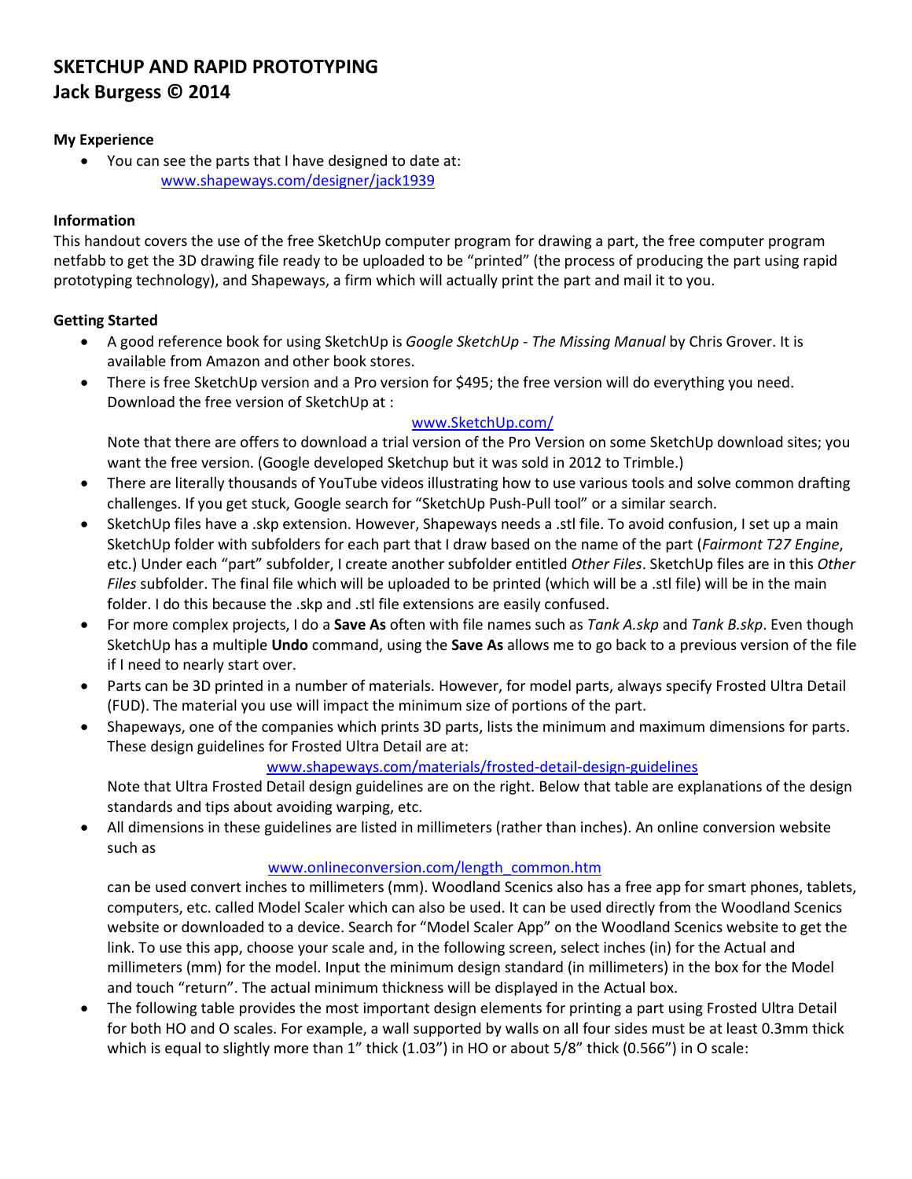# SKETCHUP AND RAPID PROTOTYPING
# Jack Burgess © 2014

### My Experience

- You can see the parts that I have designed to date at:
  www.shapeways.com/designer/jack1939

### Information

This handout covers the use of the free SketchUp computer program for drawing a part, the free computer program netfabb to get the 3D drawing file ready to be uploaded to be "printed" (the process of producing the part using rapid prototyping technology), and Shapeways, a firm which will actually print the part and mail it to you.

### Getting Started

- A good reference book for using SketchUp is *Google SketchUp - The Missing Manual* by Chris Grover. It is available from Amazon and other book stores.
- There is free SketchUp version and a Pro version for $495; the free version will do everything you need. Download the free version of SketchUp at :
  www.SketchUp.com/
  Note that there are offers to download a trial version of the Pro Version on some SketchUp download sites; you want the free version. (Google developed Sketchup but it was sold in 2012 to Trimble.)
- There are literally thousands of YouTube videos illustrating how to use various tools and solve common drafting challenges. If you get stuck, Google search for "SketchUp Push-Pull tool" or a similar search.
- SketchUp files have a .skp extension. However, Shapeways needs a .stl file. To avoid confusion, I set up a main SketchUp folder with subfolders for each part that I draw based on the name of the part (*Fairmont T27 Engine*, etc.) Under each "part" subfolder, I create another subfolder entitled *Other Files*. SketchUp files are in this *Other Files* subfolder. The final file which will be uploaded to be printed (which will be a .stl file) will be in the main folder. I do this because the .skp and .stl file extensions are easily confused.
- For more complex projects, I do a **Save As** often with file names such as *Tank A.skp* and *Tank B.skp*. Even though SketchUp has a multiple **Undo** command, using the **Save As** allows me to go back to a previous version of the file if I need to nearly start over.
- Parts can be 3D printed in a number of materials. However, for model parts, always specify Frosted Ultra Detail (FUD). The material you use will impact the minimum size of portions of the part.
- Shapeways, one of the companies which prints 3D parts, lists the minimum and maximum dimensions for parts. These design guidelines for Frosted Ultra Detail are at:
  www.shapeways.com/materials/frosted-detail-design-guidelines
  Note that Ultra Frosted Detail design guidelines are on the right. Below that table are explanations of the design standards and tips about avoiding warping, etc.
- All dimensions in these guidelines are listed in millimeters (rather than inches). An online conversion website such as
  www.onlineconversion.com/length_common.htm
  can be used convert inches to millimeters (mm). Woodland Scenics also has a free app for smart phones, tablets, computers, etc. called Model Scaler which can also be used. It can be used directly from the Woodland Scenics website or downloaded to a device. Search for "Model Scaler App" on the Woodland Scenics website to get the link. To use this app, choose your scale and, in the following screen, select inches (in) for the Actual and millimeters (mm) for the model. Input the minimum design standard (in millimeters) in the box for the Model and touch "return". The actual minimum thickness will be displayed in the Actual box.
- The following table provides the most important design elements for printing a part using Frosted Ultra Detail for both HO and O scales. For example, a wall supported by walls on all four sides must be at least 0.3mm thick which is equal to slightly more than 1" thick (1.03") in HO or about 5/8" thick (0.566") in O scale: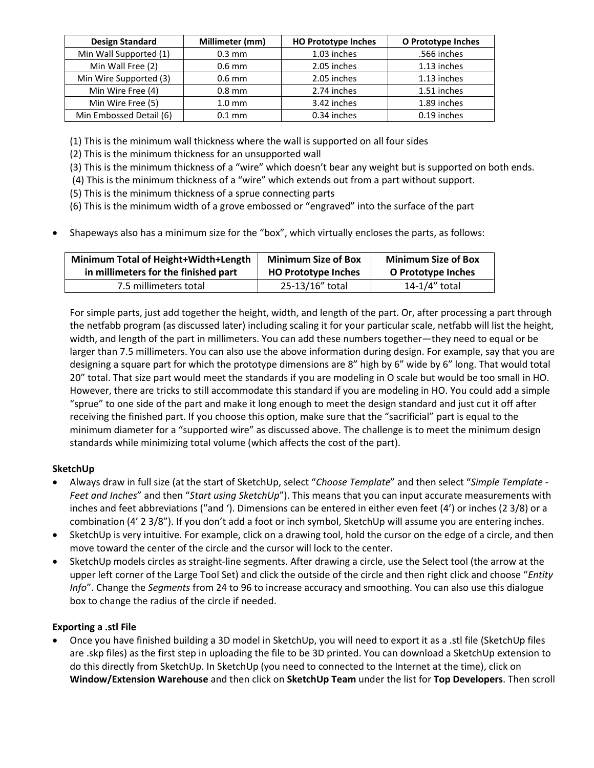| Design Standard | Millimeter (mm) | HO Prototype Inches | O Prototype Inches |
|---|---|---|---|
| Min Wall Supported (1) | 0.3 mm | 1.03 inches | .566 inches |
| Min Wall Free (2) | 0.6 mm | 2.05 inches | 1.13 inches |
| Min Wire Supported (3) | 0.6 mm | 2.05 inches | 1.13 inches |
| Min Wire Free (4) | 0.8 mm | 2.74 inches | 1.51 inches |
| Min Wire Free (5) | 1.0 mm | 3.42 inches | 1.89 inches |
| Min Embossed Detail (6) | 0.1 mm | 0.34 inches | 0.19 inches |

(1) This is the minimum wall thickness where the wall is supported on all four sides
(2) This is the minimum thickness for an unsupported wall
(3) This is the minimum thickness of a "wire" which doesn't bear any weight but is supported on both ends.
(4) This is the minimum thickness of a "wire" which extends out from a part without support.
(5) This is the minimum thickness of a sprue connecting parts
(6) This is the minimum width of a grove embossed or "engraved" into the surface of the part

- Shapeways also has a minimum size for the "box", which virtually encloses the parts, as follows:

| Minimum Total of Height+Width+Length in millimeters for the finished part | Minimum Size of Box HO Prototype Inches | Minimum Size of Box O Prototype Inches |
|---|---|---|
| 7.5 millimeters total | 25-13/16" total | 14-1/4" total |

For simple parts, just add together the height, width, and length of the part. Or, after processing a part through the netfabb program (as discussed later) including scaling it for your particular scale, netfabb will list the height, width, and length of the part in millimeters. You can add these numbers together—they need to equal or be larger than 7.5 millimeters. You can also use the above information during design. For example, say that you are designing a square part for which the prototype dimensions are 8" high by 6" wide by 6" long. That would total 20" total. That size part would meet the standards if you are modeling in O scale but would be too small in HO. However, there are tricks to still accommodate this standard if you are modeling in HO. You could add a simple "sprue" to one side of the part and make it long enough to meet the design standard and just cut it off after receiving the finished part. If you choose this option, make sure that the "sacrificial" part is equal to the minimum diameter for a "supported wire" as discussed above. The challenge is to meet the minimum design standards while minimizing total volume (which affects the cost of the part).

**SketchUp**

- Always draw in full size (at the start of SketchUp, select "*Choose Template*" and then select "*Simple Template - Feet and Inches*" and then "*Start using SketchUp*"). This means that you can input accurate measurements with inches and feet abbreviations ("and '). Dimensions can be entered in either even feet (4') or inches (2 3/8) or a combination (4' 2 3/8"). If you don't add a foot or inch symbol, SketchUp will assume you are entering inches.
- SketchUp is very intuitive. For example, click on a drawing tool, hold the cursor on the edge of a circle, and then move toward the center of the circle and the cursor will lock to the center.
- SketchUp models circles as straight-line segments. After drawing a circle, use the Select tool (the arrow at the upper left corner of the Large Tool Set) and click the outside of the circle and then right click and choose "*Entity Info*". Change the *Segments* from 24 to 96 to increase accuracy and smoothing. You can also use this dialogue box to change the radius of the circle if needed.

**Exporting a .stl File**

- Once you have finished building a 3D model in SketchUp, you will need to export it as a .stl file (SketchUp files are .skp files) as the first step in uploading the file to be 3D printed. You can download a SketchUp extension to do this directly from SketchUp. In SketchUp (you need to connected to the Internet at the time), click on **Window/Extension Warehouse** and then click on **SketchUp Team** under the list for **Top Developers**. Then scroll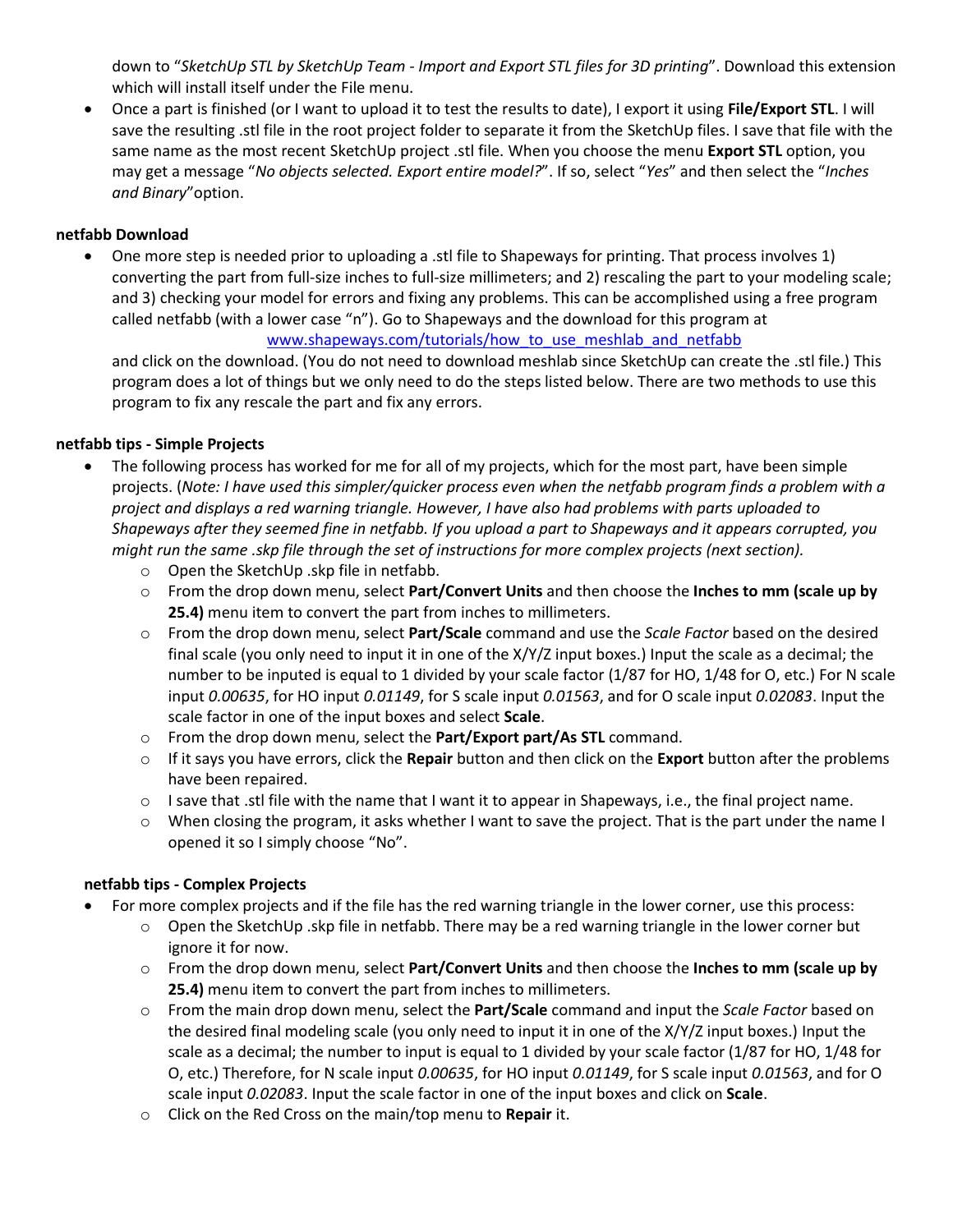down to "*SketchUp STL by SketchUp Team - Import and Export STL files for 3D printing*". Download this extension which will install itself under the File menu.

- Once a part is finished (or I want to upload it to test the results to date), I export it using **File/Export STL**. I will save the resulting .stl file in the root project folder to separate it from the SketchUp files. I save that file with the same name as the most recent SketchUp project .stl file. When you choose the menu **Export STL** option, you may get a message "*No objects selected. Export entire model?*". If so, select "*Yes*" and then select the "*Inches and Binary*"option.

**netfabb Download**

- One more step is needed prior to uploading a .stl file to Shapeways for printing. That process involves 1) converting the part from full-size inches to full-size millimeters; and 2) rescaling the part to your modeling scale; and 3) checking your model for errors and fixing any problems. This can be accomplished using a free program called netfabb (with a lower case "n"). Go to Shapeways and the download for this program at www.shapeways.com/tutorials/how_to_use_meshlab_and_netfabb and click on the download. (You do not need to download meshlab since SketchUp can create the .stl file.) This program does a lot of things but we only need to do the steps listed below. There are two methods to use this program to fix any rescale the part and fix any errors.

**netfabb tips - Simple Projects**

- The following process has worked for me for all of my projects, which for the most part, have been simple projects. (*Note: I have used this simpler/quicker process even when the netfabb program finds a problem with a project and displays a red warning triangle. However, I have also had problems with parts uploaded to Shapeways after they seemed fine in netfabb. If you upload a part to Shapeways and it appears corrupted, you might run the same .skp file through the set of instructions for more complex projects (next section).*
  - Open the SketchUp .skp file in netfabb.
  - From the drop down menu, select **Part/Convert Units** and then choose the **Inches to mm (scale up by 25.4)** menu item to convert the part from inches to millimeters.
  - From the drop down menu, select **Part/Scale** command and use the *Scale Factor* based on the desired final scale (you only need to input it in one of the X/Y/Z input boxes.) Input the scale as a decimal; the number to be inputed is equal to 1 divided by your scale factor (1/87 for HO, 1/48 for O, etc.) For N scale input *0.00635*, for HO input *0.01149*, for S scale input *0.01563*, and for O scale input *0.02083*. Input the scale factor in one of the input boxes and select **Scale**.
  - From the drop down menu, select the **Part/Export part/As STL** command.
  - If it says you have errors, click the **Repair** button and then click on the **Export** button after the problems have been repaired.
  - I save that .stl file with the name that I want it to appear in Shapeways, i.e., the final project name.
  - When closing the program, it asks whether I want to save the project. That is the part under the name I opened it so I simply choose "No".

**netfabb tips - Complex Projects**

- For more complex projects and if the file has the red warning triangle in the lower corner, use this process:
  - Open the SketchUp .skp file in netfabb. There may be a red warning triangle in the lower corner but ignore it for now.
  - From the drop down menu, select **Part/Convert Units** and then choose the **Inches to mm (scale up by 25.4)** menu item to convert the part from inches to millimeters.
  - From the main drop down menu, select the **Part/Scale** command and input the *Scale Factor* based on the desired final modeling scale (you only need to input it in one of the X/Y/Z input boxes.) Input the scale as a decimal; the number to input is equal to 1 divided by your scale factor (1/87 for HO, 1/48 for O, etc.) Therefore, for N scale input *0.00635*, for HO input *0.01149*, for S scale input *0.01563*, and for O scale input *0.02083*. Input the scale factor in one of the input boxes and click on **Scale**.
  - Click on the Red Cross on the main/top menu to **Repair** it.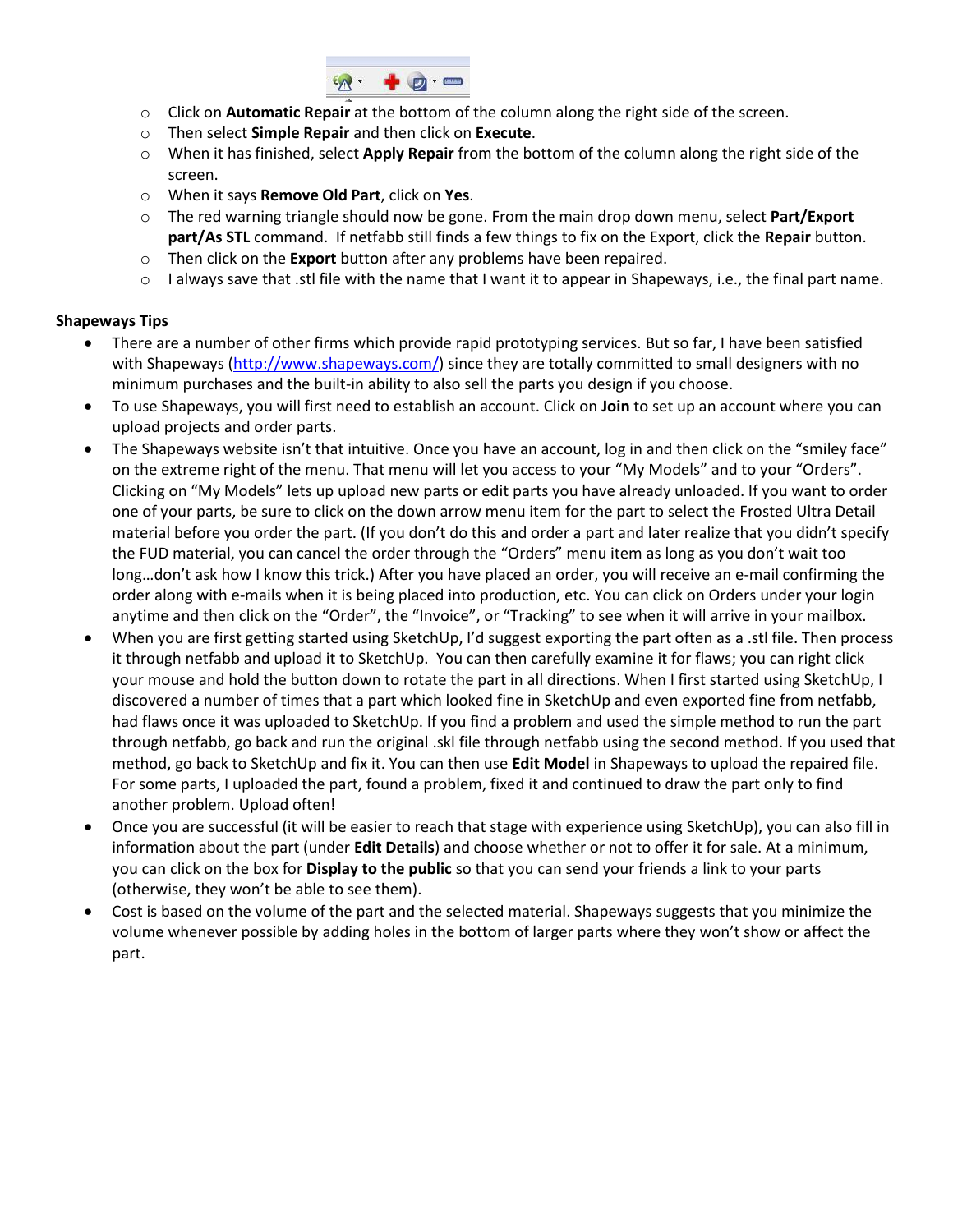- Click on **Automatic Repair** at the bottom of the column along the right side of the screen.
- Then select **Simple Repair** and then click on **Execute**.
- When it has finished, select **Apply Repair** from the bottom of the column along the right side of the screen.
- When it says **Remove Old Part**, click on **Yes**.
- The red warning triangle should now be gone. From the main drop down menu, select **Part/Export part/As STL** command. If netfabb still finds a few things to fix on the Export, click the **Repair** button.
- Then click on the **Export** button after any problems have been repaired.
- I always save that .stl file with the name that I want it to appear in Shapeways, i.e., the final part name.

**Shapeways Tips**

- There are a number of other firms which provide rapid prototyping services. But so far, I have been satisfied with Shapeways (http://www.shapeways.com/) since they are totally committed to small designers with no minimum purchases and the built-in ability to also sell the parts you design if you choose.
- To use Shapeways, you will first need to establish an account. Click on **Join** to set up an account where you can upload projects and order parts.
- The Shapeways website isn't that intuitive. Once you have an account, log in and then click on the "smiley face" on the extreme right of the menu. That menu will let you access to your "My Models" and to your "Orders". Clicking on "My Models" lets up upload new parts or edit parts you have already unloaded. If you want to order one of your parts, be sure to click on the down arrow menu item for the part to select the Frosted Ultra Detail material before you order the part. (If you don't do this and order a part and later realize that you didn't specify the FUD material, you can cancel the order through the "Orders" menu item as long as you don't wait too long…don't ask how I know this trick.) After you have placed an order, you will receive an e-mail confirming the order along with e-mails when it is being placed into production, etc. You can click on Orders under your login anytime and then click on the "Order", the "Invoice", or "Tracking" to see when it will arrive in your mailbox.
- When you are first getting started using SketchUp, I'd suggest exporting the part often as a .stl file. Then process it through netfabb and upload it to SketchUp. You can then carefully examine it for flaws; you can right click your mouse and hold the button down to rotate the part in all directions. When I first started using SketchUp, I discovered a number of times that a part which looked fine in SketchUp and even exported fine from netfabb, had flaws once it was uploaded to SketchUp. If you find a problem and used the simple method to run the part through netfabb, go back and run the original .skl file through netfabb using the second method. If you used that method, go back to SketchUp and fix it. You can then use **Edit Model** in Shapeways to upload the repaired file. For some parts, I uploaded the part, found a problem, fixed it and continued to draw the part only to find another problem. Upload often!
- Once you are successful (it will be easier to reach that stage with experience using SketchUp), you can also fill in information about the part (under **Edit Details**) and choose whether or not to offer it for sale. At a minimum, you can click on the box for **Display to the public** so that you can send your friends a link to your parts (otherwise, they won't be able to see them).
- Cost is based on the volume of the part and the selected material. Shapeways suggests that you minimize the volume whenever possible by adding holes in the bottom of larger parts where they won't show or affect the part.